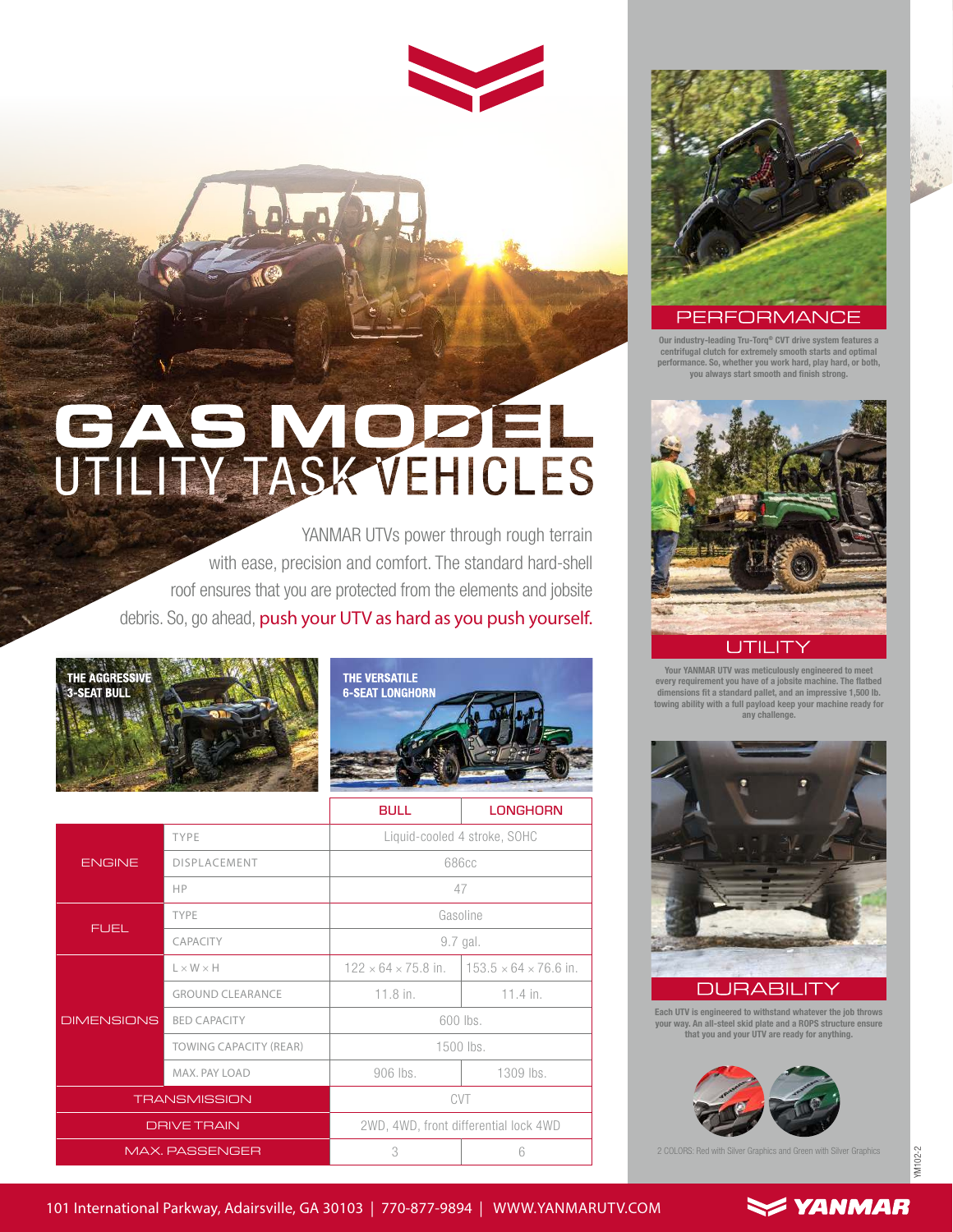# GAS MODEL
## UTILITY TASK VEHICLES

YANMAR UTVs power through rough terrain with ease, precision and comfort. The standard hard-shell roof ensures that you are protected from the elements and jobsite debris. So, go ahead, push your UTV as hard as you push yourself.

**THE AGGRESSIVE 3-SEAT BULL**

**THE VERSATILE 6-SEAT LONGHORN**

| | | BULL | LONGHORN |
|---|---|---|---|
| ENGINE | TYPE | Liquid-cooled 4 stroke, SOHC | |
| | DISPLACEMENT | 686cc | |
| | HP | 47 | |
| FUEL | TYPE | Gasoline | |
| | CAPACITY | 9.7 gal. | |
| DIMENSIONS | L × W × H | 122 × 64 × 75.8 in. | 153.5 × 64 × 76.6 in. |
| | GROUND CLEARANCE | 11.8 in. | 11.4 in. |
| | BED CAPACITY | 600 lbs. | |
| | TOWING CAPACITY (REAR) | 1500 lbs. | |
| | MAX. PAY LOAD | 906 lbs. | 1309 lbs. |
| TRANSMISSION | | CVT | |
| DRIVE TRAIN | | 2WD, 4WD, front differential lock 4WD | |
| MAX. PASSENGER | | 3 | 6 |

## PERFORMANCE

Our industry-leading Tru-Torq® CVT drive system features a centrifugal clutch for extremely smooth starts and optimal performance. So, whether you work hard, play hard, or both, you always start smooth and finish strong.

## UTILITY

Your YANMAR UTV was meticulously engineered to meet every requirement you have of a jobsite machine. The flatbed dimensions fit a standard pallet, and an impressive 1,500 lb. towing ability with a full payload keep your machine ready for any challenge.

## DURABILITY

Each UTV is engineered to withstand whatever the job throws your way. An all-steel skid plate and a ROPS structure ensure that you and your UTV are ready for anything.

2 COLORS: Red with Silver Graphics and Green with Silver Graphics

YM102-2

101 International Parkway, Adairsville, GA 30103 | 770-877-9894 | WWW.YANMARUTV.COM

YANMAR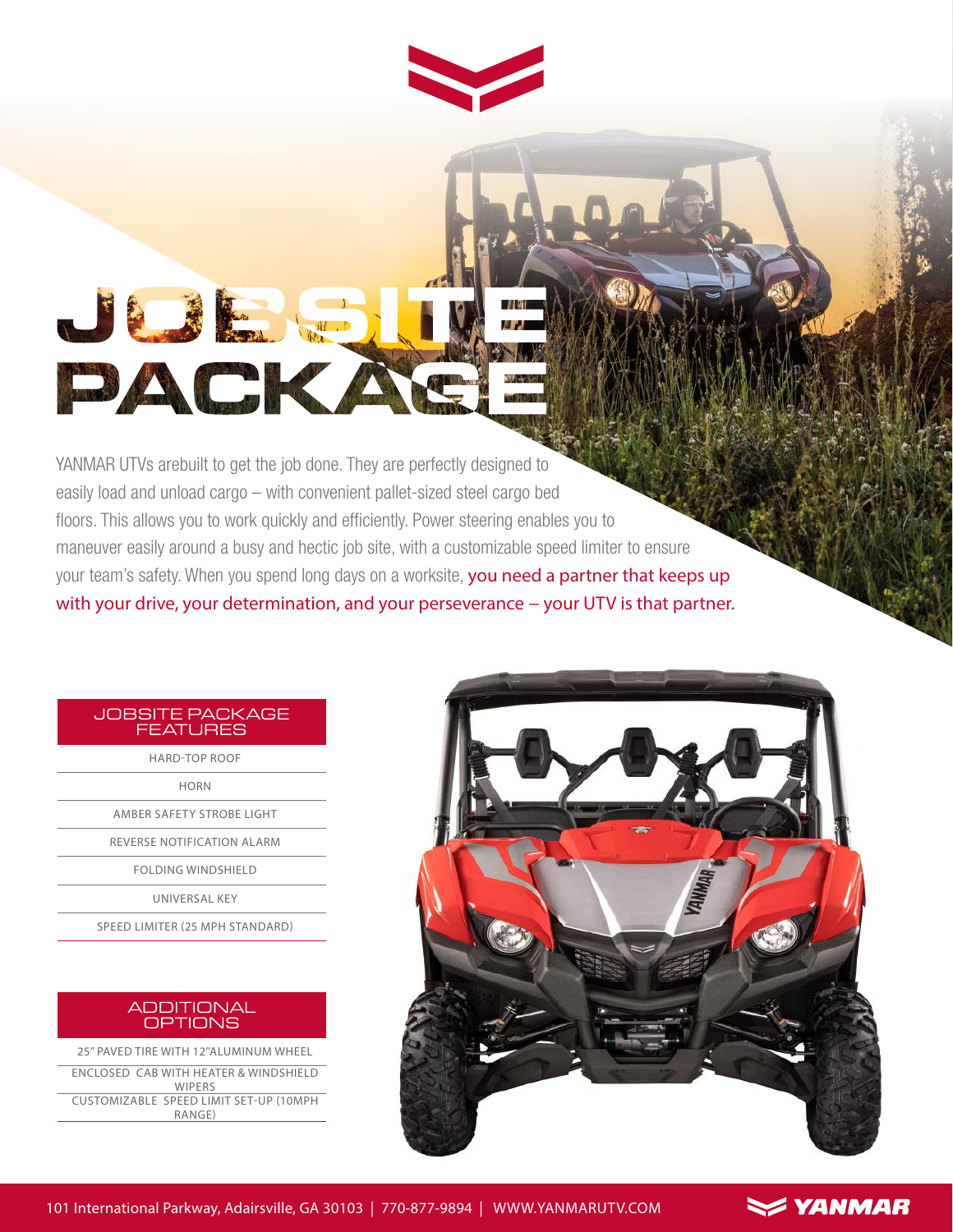# JOBSITE PACKAGE

YANMAR UTVs arebuilt to get the job done. They are perfectly designed to easily load and unload cargo – with convenient pallet-sized steel cargo bed floors. This allows you to work quickly and efficiently. Power steering enables you to maneuver easily around a busy and hectic job site, with a customizable speed limiter to ensure your team's safety. When you spend long days on a worksite, you need a partner that keeps up with your drive, your determination, and your perseverance – your UTV is that partner.

| JOBSITE PACKAGE FEATURES |
| --- |
| HARD-TOP ROOF |
| HORN |
| AMBER SAFETY STROBE LIGHT |
| REVERSE NOTIFICATION ALARM |
| FOLDING WINDSHIELD |
| UNIVERSAL KEY |
| SPEED LIMITER (25 MPH STANDARD) |

| ADDITIONAL OPTIONS |
| --- |
| 25" PAVED TIRE WITH 12"ALUMINUM WHEEL |
| ENCLOSED CAB WITH HEATER & WINDSHIELD WIPERS |
| CUSTOMIZABLE SPEED LIMIT SET-UP (10MPH RANGE) |

101 International Parkway, Adairsville, GA 30103 | 770-877-9894 | WWW.YANMARUTV.COM

YANMAR